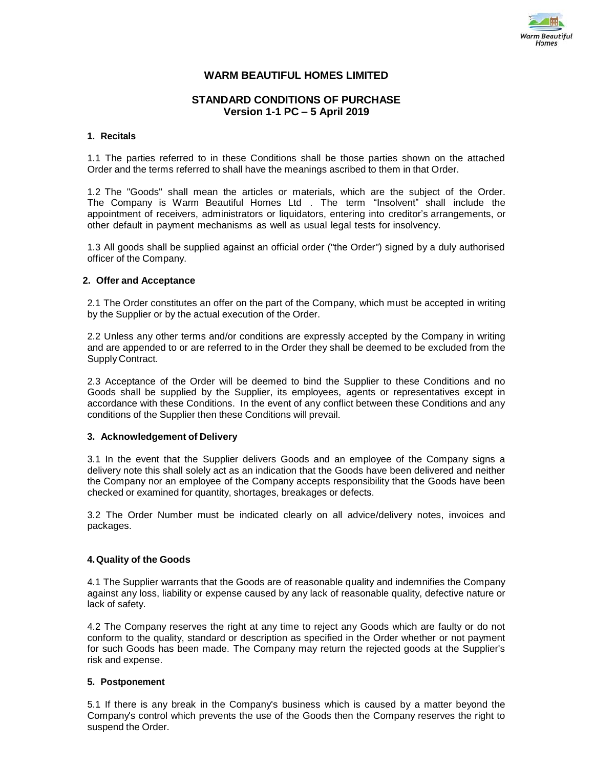# WARM BEAUTIFUL HOMES LIMITED

## STANDARD CONDITIONS OF PURCHASE
## Version 1-1 PC – 5 April 2019

### 1. Recitals

1.1 The parties referred to in these Conditions shall be those parties shown on the attached Order and the terms referred to shall have the meanings ascribed to them in that Order.

1.2 The "Goods" shall mean the articles or materials, which are the subject of the Order. The Company is Warm Beautiful Homes Ltd . The term "Insolvent" shall include the appointment of receivers, administrators or liquidators, entering into creditor's arrangements, or other default in payment mechanisms as well as usual legal tests for insolvency.

1.3 All goods shall be supplied against an official order ("the Order") signed by a duly authorised officer of the Company.

### 2. Offer and Acceptance

2.1 The Order constitutes an offer on the part of the Company, which must be accepted in writing by the Supplier or by the actual execution of the Order.

2.2 Unless any other terms and/or conditions are expressly accepted by the Company in writing and are appended to or are referred to in the Order they shall be deemed to be excluded from the Supply Contract.

2.3 Acceptance of the Order will be deemed to bind the Supplier to these Conditions and no Goods shall be supplied by the Supplier, its employees, agents or representatives except in accordance with these Conditions. In the event of any conflict between these Conditions and any conditions of the Supplier then these Conditions will prevail.

### 3. Acknowledgement of Delivery

3.1 In the event that the Supplier delivers Goods and an employee of the Company signs a delivery note this shall solely act as an indication that the Goods have been delivered and neither the Company nor an employee of the Company accepts responsibility that the Goods have been checked or examined for quantity, shortages, breakages or defects.

3.2 The Order Number must be indicated clearly on all advice/delivery notes, invoices and packages.

### 4. Quality of the Goods

4.1 The Supplier warrants that the Goods are of reasonable quality and indemnifies the Company against any loss, liability or expense caused by any lack of reasonable quality, defective nature or lack of safety.

4.2 The Company reserves the right at any time to reject any Goods which are faulty or do not conform to the quality, standard or description as specified in the Order whether or not payment for such Goods has been made. The Company may return the rejected goods at the Supplier's risk and expense.

### 5. Postponement

5.1 If there is any break in the Company's business which is caused by a matter beyond the Company's control which prevents the use of the Goods then the Company reserves the right to suspend the Order.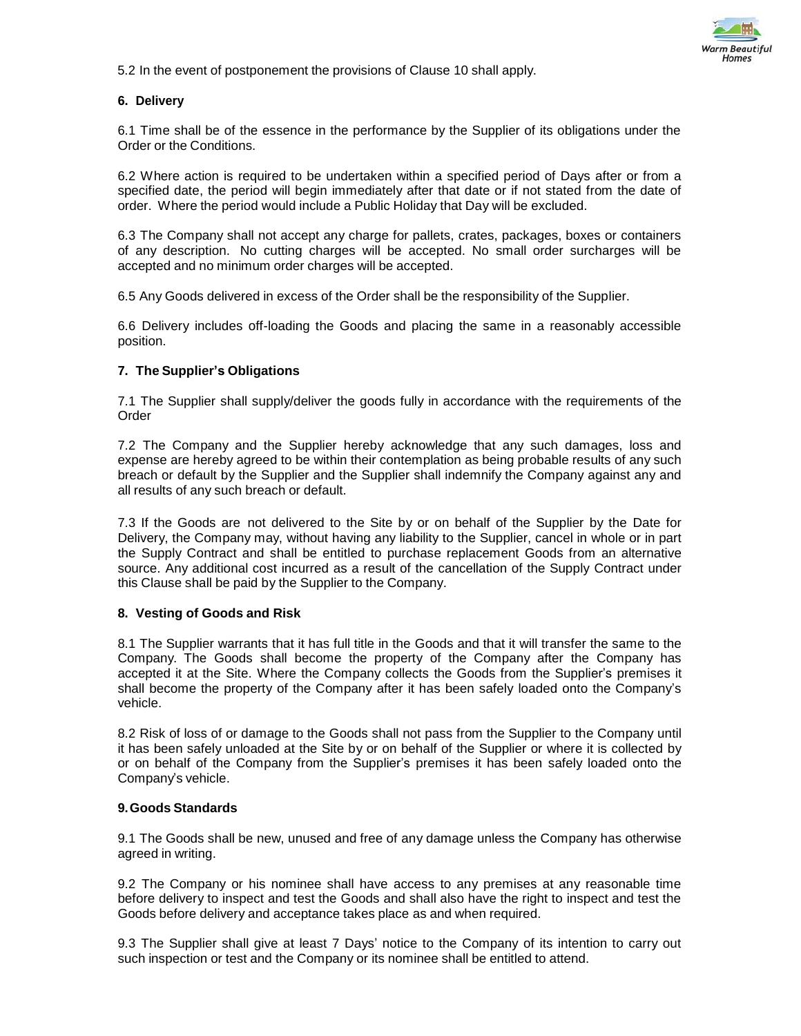5.2 In the event of postponement the provisions of Clause 10 shall apply.

**6. Delivery**

6.1 Time shall be of the essence in the performance by the Supplier of its obligations under the Order or the Conditions.

6.2 Where action is required to be undertaken within a specified period of Days after or from a specified date, the period will begin immediately after that date or if not stated from the date of order. Where the period would include a Public Holiday that Day will be excluded.

6.3 The Company shall not accept any charge for pallets, crates, packages, boxes or containers of any description. No cutting charges will be accepted. No small order surcharges will be accepted and no minimum order charges will be accepted.

6.5 Any Goods delivered in excess of the Order shall be the responsibility of the Supplier.

6.6 Delivery includes off-loading the Goods and placing the same in a reasonably accessible position.

**7. The Supplier's Obligations**

7.1 The Supplier shall supply/deliver the goods fully in accordance with the requirements of the Order

7.2 The Company and the Supplier hereby acknowledge that any such damages, loss and expense are hereby agreed to be within their contemplation as being probable results of any such breach or default by the Supplier and the Supplier shall indemnify the Company against any and all results of any such breach or default.

7.3 If the Goods are not delivered to the Site by or on behalf of the Supplier by the Date for Delivery, the Company may, without having any liability to the Supplier, cancel in whole or in part the Supply Contract and shall be entitled to purchase replacement Goods from an alternative source. Any additional cost incurred as a result of the cancellation of the Supply Contract under this Clause shall be paid by the Supplier to the Company.

**8. Vesting of Goods and Risk**

8.1 The Supplier warrants that it has full title in the Goods and that it will transfer the same to the Company. The Goods shall become the property of the Company after the Company has accepted it at the Site. Where the Company collects the Goods from the Supplier's premises it shall become the property of the Company after it has been safely loaded onto the Company's vehicle.

8.2 Risk of loss of or damage to the Goods shall not pass from the Supplier to the Company until it has been safely unloaded at the Site by or on behalf of the Supplier or where it is collected by or on behalf of the Company from the Supplier's premises it has been safely loaded onto the Company's vehicle.

**9. Goods Standards**

9.1 The Goods shall be new, unused and free of any damage unless the Company has otherwise agreed in writing.

9.2 The Company or his nominee shall have access to any premises at any reasonable time before delivery to inspect and test the Goods and shall also have the right to inspect and test the Goods before delivery and acceptance takes place as and when required.

9.3 The Supplier shall give at least 7 Days' notice to the Company of its intention to carry out such inspection or test and the Company or its nominee shall be entitled to attend.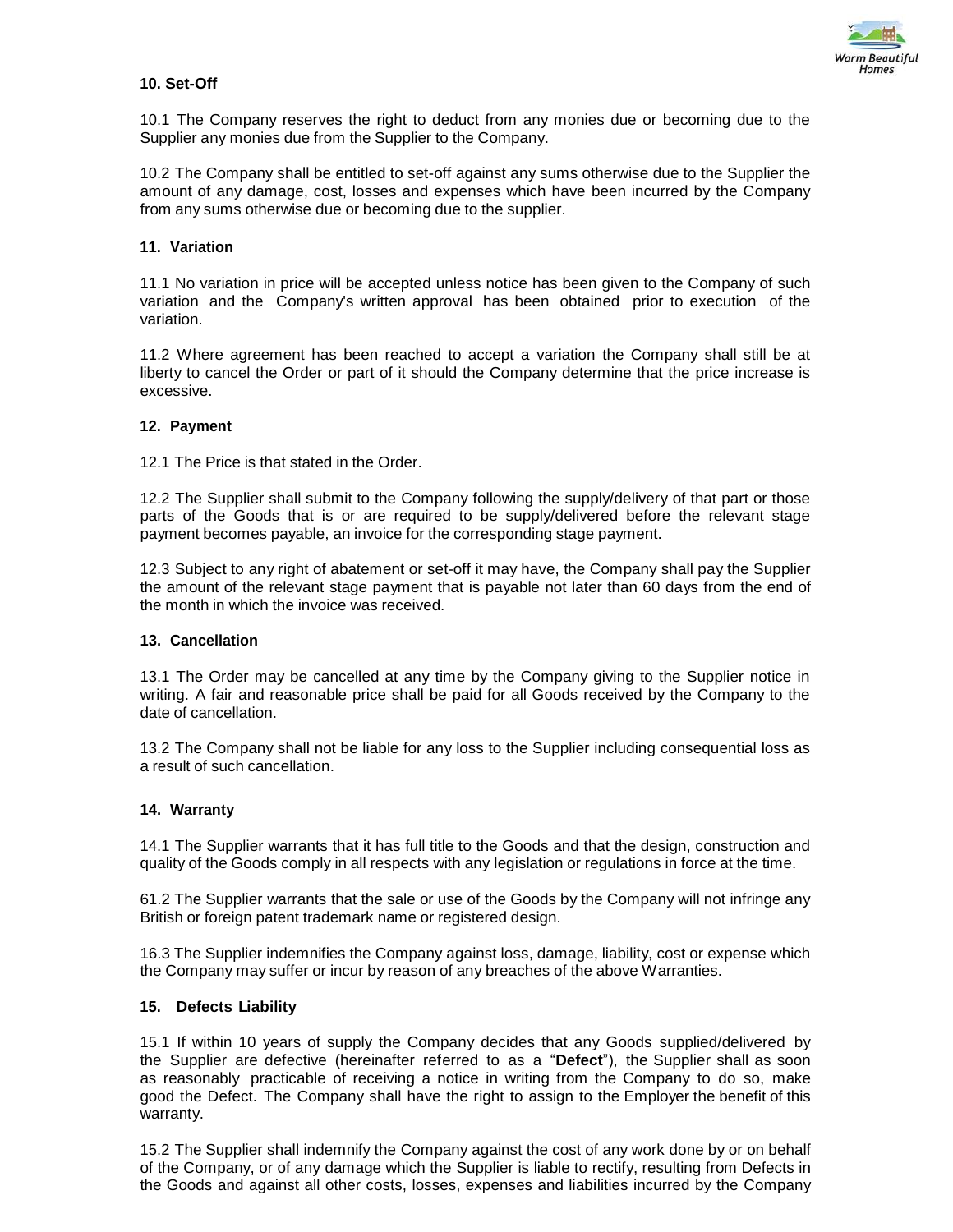#### 10. Set-Off

10.1 The Company reserves the right to deduct from any monies due or becoming due to the Supplier any monies due from the Supplier to the Company.

10.2 The Company shall be entitled to set-off against any sums otherwise due to the Supplier the amount of any damage, cost, losses and expenses which have been incurred by the Company from any sums otherwise due or becoming due to the supplier.

#### 11. Variation

11.1 No variation in price will be accepted unless notice has been given to the Company of such variation and the Company's written approval has been obtained prior to execution of the variation.

11.2 Where agreement has been reached to accept a variation the Company shall still be at liberty to cancel the Order or part of it should the Company determine that the price increase is excessive.

#### 12. Payment

12.1 The Price is that stated in the Order.

12.2 The Supplier shall submit to the Company following the supply/delivery of that part or those parts of the Goods that is or are required to be supply/delivered before the relevant stage payment becomes payable, an invoice for the corresponding stage payment.

12.3 Subject to any right of abatement or set-off it may have, the Company shall pay the Supplier the amount of the relevant stage payment that is payable not later than 60 days from the end of the month in which the invoice was received.

#### 13. Cancellation

13.1 The Order may be cancelled at any time by the Company giving to the Supplier notice in writing. A fair and reasonable price shall be paid for all Goods received by the Company to the date of cancellation.

13.2 The Company shall not be liable for any loss to the Supplier including consequential loss as a result of such cancellation.

#### 14. Warranty

14.1 The Supplier warrants that it has full title to the Goods and that the design, construction and quality of the Goods comply in all respects with any legislation or regulations in force at the time.

61.2 The Supplier warrants that the sale or use of the Goods by the Company will not infringe any British or foreign patent trademark name or registered design.

16.3 The Supplier indemnifies the Company against loss, damage, liability, cost or expense which the Company may suffer or incur by reason of any breaches of the above Warranties.

#### 15. Defects Liability

15.1 If within 10 years of supply the Company decides that any Goods supplied/delivered by the Supplier are defective (hereinafter referred to as a "**Defect**"), the Supplier shall as soon as reasonably practicable of receiving a notice in writing from the Company to do so, make good the Defect. The Company shall have the right to assign to the Employer the benefit of this warranty.

15.2 The Supplier shall indemnify the Company against the cost of any work done by or on behalf of the Company, or of any damage which the Supplier is liable to rectify, resulting from Defects in the Goods and against all other costs, losses, expenses and liabilities incurred by the Company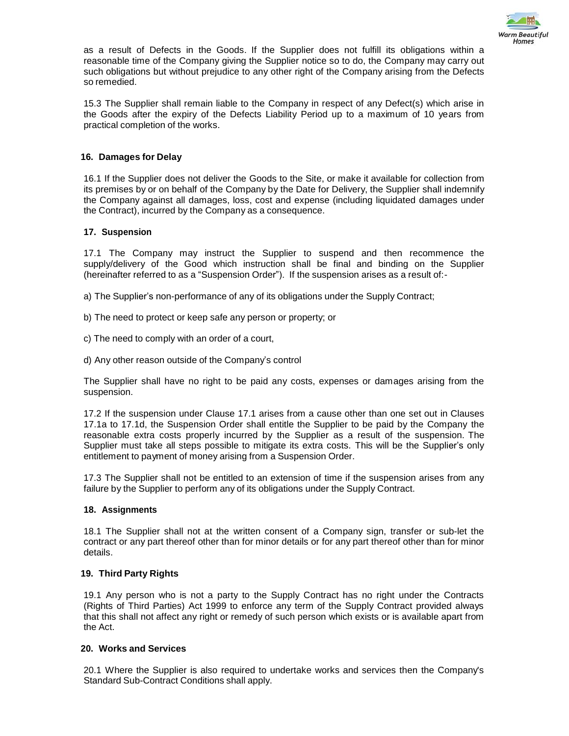as a result of Defects in the Goods. If the Supplier does not fulfill its obligations within a reasonable time of the Company giving the Supplier notice so to do, the Company may carry out such obligations but without prejudice to any other right of the Company arising from the Defects so remedied.

15.3 The Supplier shall remain liable to the Company in respect of any Defect(s) which arise in the Goods after the expiry of the Defects Liability Period up to a maximum of 10 years from practical completion of the works.

## 16. Damages for Delay

16.1 If the Supplier does not deliver the Goods to the Site, or make it available for collection from its premises by or on behalf of the Company by the Date for Delivery, the Supplier shall indemnify the Company against all damages, loss, cost and expense (including liquidated damages under the Contract), incurred by the Company as a consequence.

## 17. Suspension

17.1 The Company may instruct the Supplier to suspend and then recommence the supply/delivery of the Good which instruction shall be final and binding on the Supplier (hereinafter referred to as a "Suspension Order"). If the suspension arises as a result of:-

a) The Supplier's non-performance of any of its obligations under the Supply Contract;

b) The need to protect or keep safe any person or property; or

c) The need to comply with an order of a court,

d) Any other reason outside of the Company's control

The Supplier shall have no right to be paid any costs, expenses or damages arising from the suspension.

17.2 If the suspension under Clause 17.1 arises from a cause other than one set out in Clauses 17.1a to 17.1d, the Suspension Order shall entitle the Supplier to be paid by the Company the reasonable extra costs properly incurred by the Supplier as a result of the suspension. The Supplier must take all steps possible to mitigate its extra costs. This will be the Supplier's only entitlement to payment of money arising from a Suspension Order.

17.3 The Supplier shall not be entitled to an extension of time if the suspension arises from any failure by the Supplier to perform any of its obligations under the Supply Contract.

## 18. Assignments

18.1 The Supplier shall not at the written consent of a Company sign, transfer or sub-let the contract or any part thereof other than for minor details or for any part thereof other than for minor details.

## 19. Third Party Rights

19.1 Any person who is not a party to the Supply Contract has no right under the Contracts (Rights of Third Parties) Act 1999 to enforce any term of the Supply Contract provided always that this shall not affect any right or remedy of such person which exists or is available apart from the Act.

## 20. Works and Services

20.1 Where the Supplier is also required to undertake works and services then the Company's Standard Sub-Contract Conditions shall apply.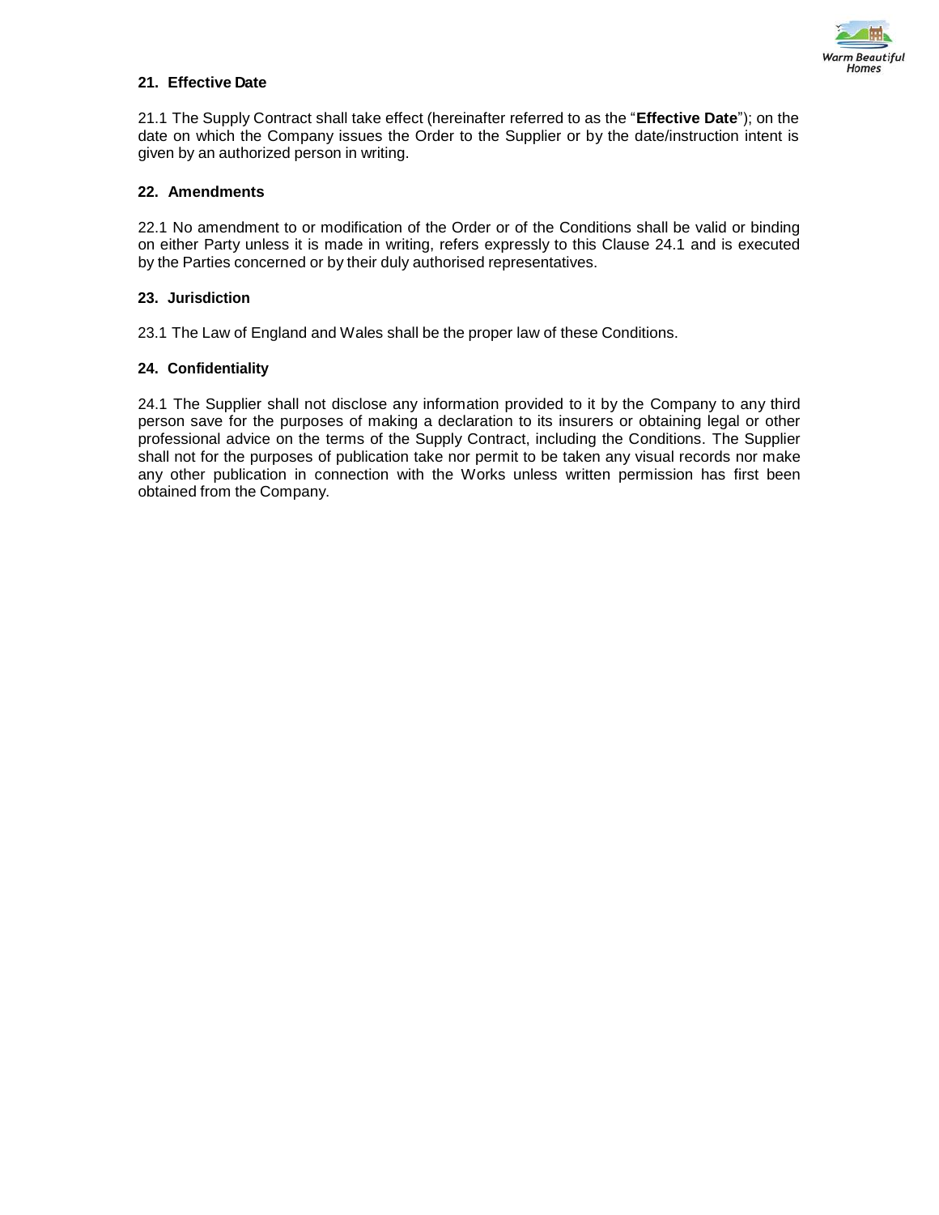## 21. Effective Date

21.1 The Supply Contract shall take effect (hereinafter referred to as the "**Effective Date**"); on the date on which the Company issues the Order to the Supplier or by the date/instruction intent is given by an authorized person in writing.

## 22. Amendments

22.1 No amendment to or modification of the Order or of the Conditions shall be valid or binding on either Party unless it is made in writing, refers expressly to this Clause 24.1 and is executed by the Parties concerned or by their duly authorised representatives.

## 23. Jurisdiction

23.1 The Law of England and Wales shall be the proper law of these Conditions.

## 24. Confidentiality

24.1 The Supplier shall not disclose any information provided to it by the Company to any third person save for the purposes of making a declaration to its insurers or obtaining legal or other professional advice on the terms of the Supply Contract, including the Conditions. The Supplier shall not for the purposes of publication take nor permit to be taken any visual records nor make any other publication in connection with the Works unless written permission has first been obtained from the Company.